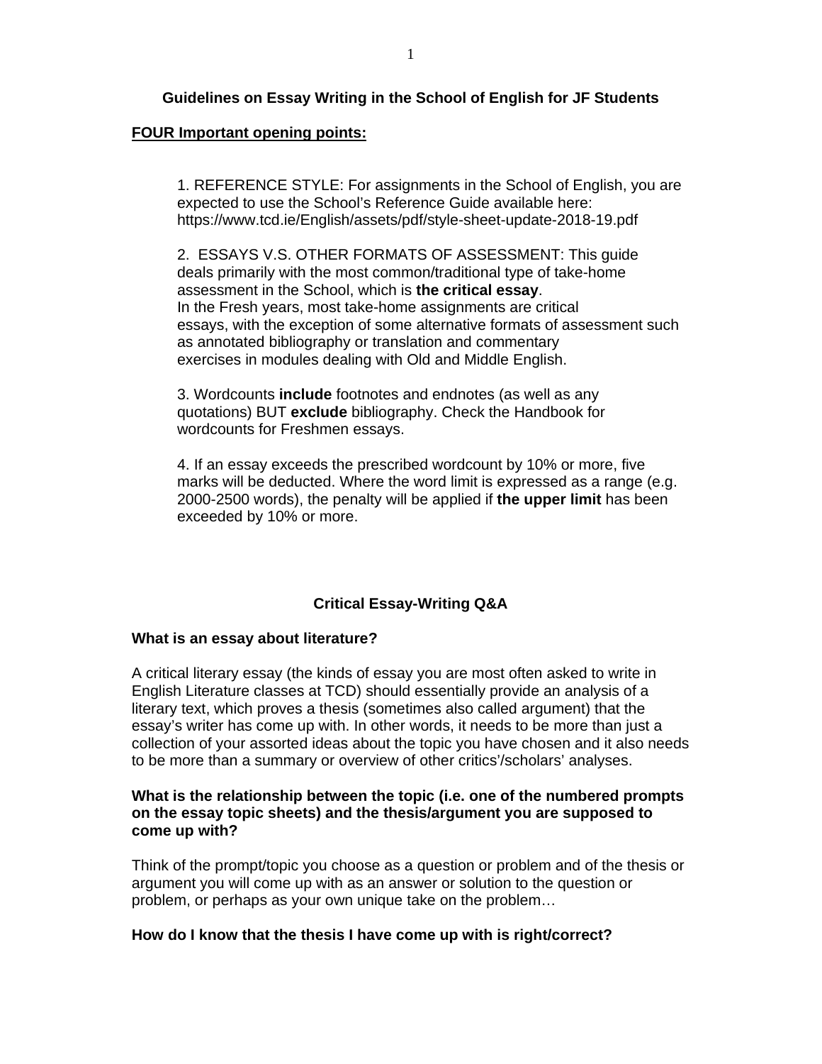# Guidelines on Essay Writing in the School of English for JF Students

## FOUR Important opening points:

1. REFERENCE STYLE: For assignments in the School of English, you are expected to use the School's Reference Guide available here: https://www.tcd.ie/English/assets/pdf/style-sheet-update-2018-19.pdf

2. ESSAYS V.S. OTHER FORMATS OF ASSESSMENT: This guide deals primarily with the most common/traditional type of take-home assessment in the School, which is **the critical essay**. In the Fresh years, most take-home assignments are critical essays, with the exception of some alternative formats of assessment such as annotated bibliography or translation and commentary exercises in modules dealing with Old and Middle English.

3. Wordcounts **include** footnotes and endnotes (as well as any quotations) BUT **exclude** bibliography. Check the Handbook for wordcounts for Freshmen essays.

4. If an essay exceeds the prescribed wordcount by 10% or more, five marks will be deducted. Where the word limit is expressed as a range (e.g. 2000-2500 words), the penalty will be applied if **the upper limit** has been exceeded by 10% or more.

## Critical Essay-Writing Q&A

### What is an essay about literature?

A critical literary essay (the kinds of essay you are most often asked to write in English Literature classes at TCD) should essentially provide an analysis of a literary text, which proves a thesis (sometimes also called argument) that the essay's writer has come up with. In other words, it needs to be more than just a collection of your assorted ideas about the topic you have chosen and it also needs to be more than a summary or overview of other critics'/scholars' analyses.

### What is the relationship between the topic (i.e. one of the numbered prompts on the essay topic sheets) and the thesis/argument you are supposed to come up with?

Think of the prompt/topic you choose as a question or problem and of the thesis or argument you will come up with as an answer or solution to the question or problem, or perhaps as your own unique take on the problem…

### How do I know that the thesis I have come up with is right/correct?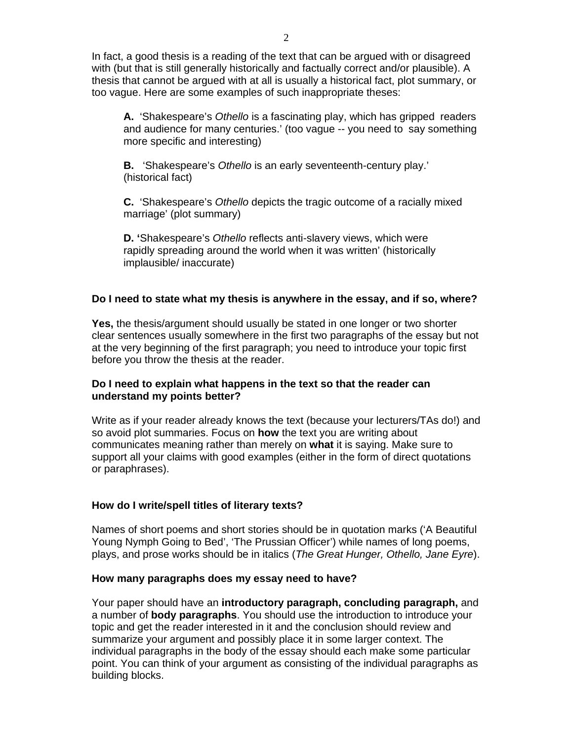In fact, a good thesis is a reading of the text that can be argued with or disagreed with (but that is still generally historically and factually correct and/or plausible). A thesis that cannot be argued with at all is usually a historical fact, plot summary, or too vague. Here are some examples of such inappropriate theses:

> **A.** 'Shakespeare's *Othello* is a fascinating play, which has gripped readers and audience for many centuries.' (too vague -- you need to say something more specific and interesting)
>
> **B.** 'Shakespeare's *Othello* is an early seventeenth-century play.' (historical fact)
>
> **C.** 'Shakespeare's *Othello* depicts the tragic outcome of a racially mixed marriage' (plot summary)
>
> **D. '**Shakespeare's *Othello* reflects anti-slavery views, which were rapidly spreading around the world when it was written' (historically implausible/ inaccurate)

**Do I need to state what my thesis is anywhere in the essay, and if so, where?**

**Yes,** the thesis/argument should usually be stated in one longer or two shorter clear sentences usually somewhere in the first two paragraphs of the essay but not at the very beginning of the first paragraph; you need to introduce your topic first before you throw the thesis at the reader.

**Do I need to explain what happens in the text so that the reader can understand my points better?**

Write as if your reader already knows the text (because your lecturers/TAs do!) and so avoid plot summaries. Focus on **how** the text you are writing about communicates meaning rather than merely on **what** it is saying. Make sure to support all your claims with good examples (either in the form of direct quotations or paraphrases).

**How do I write/spell titles of literary texts?**

Names of short poems and short stories should be in quotation marks ('A Beautiful Young Nymph Going to Bed', 'The Prussian Officer') while names of long poems, plays, and prose works should be in italics (*The Great Hunger, Othello, Jane Eyre*).

**How many paragraphs does my essay need to have?**

Your paper should have an **introductory paragraph, concluding paragraph,** and a number of **body paragraphs**. You should use the introduction to introduce your topic and get the reader interested in it and the conclusion should review and summarize your argument and possibly place it in some larger context. The individual paragraphs in the body of the essay should each make some particular point. You can think of your argument as consisting of the individual paragraphs as building blocks.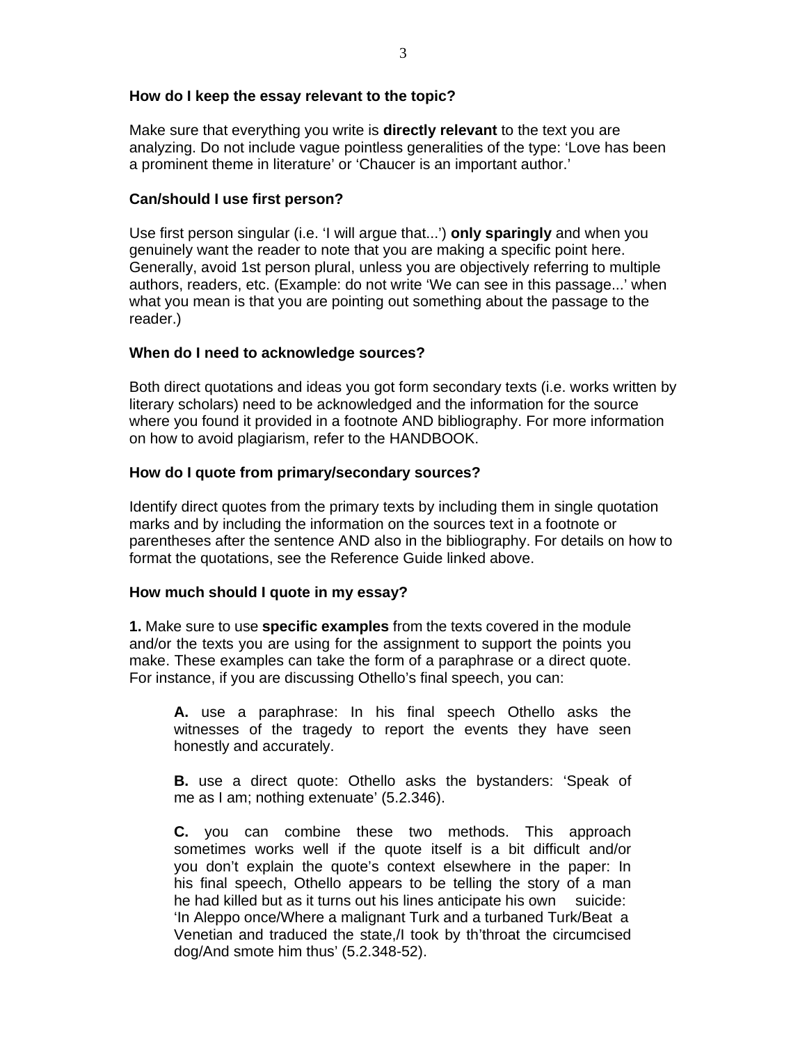### How do I keep the essay relevant to the topic?

Make sure that everything you write is **directly relevant** to the text you are analyzing. Do not include vague pointless generalities of the type: 'Love has been a prominent theme in literature' or 'Chaucer is an important author.'

### Can/should I use first person?

Use first person singular (i.e. 'I will argue that...') **only sparingly** and when you genuinely want the reader to note that you are making a specific point here. Generally, avoid 1st person plural, unless you are objectively referring to multiple authors, readers, etc. (Example: do not write 'We can see in this passage...' when what you mean is that you are pointing out something about the passage to the reader.)

### When do I need to acknowledge sources?

Both direct quotations and ideas you got form secondary texts (i.e. works written by literary scholars) need to be acknowledged and the information for the source where you found it provided in a footnote AND bibliography. For more information on how to avoid plagiarism, refer to the HANDBOOK.

### How do I quote from primary/secondary sources?

Identify direct quotes from the primary texts by including them in single quotation marks and by including the information on the sources text in a footnote or parentheses after the sentence AND also in the bibliography. For details on how to format the quotations, see the Reference Guide linked above.

### How much should I quote in my essay?

**1.** Make sure to use **specific examples** from the texts covered in the module and/or the texts you are using for the assignment to support the points you make. These examples can take the form of a paraphrase or a direct quote. For instance, if you are discussing Othello's final speech, you can:

> **A.** use a paraphrase: In his final speech Othello asks the witnesses of the tragedy to report the events they have seen honestly and accurately.
>
> **B.** use a direct quote: Othello asks the bystanders: 'Speak of me as I am; nothing extenuate' (5.2.346).
>
> **C.** you can combine these two methods. This approach sometimes works well if the quote itself is a bit difficult and/or you don't explain the quote's context elsewhere in the paper: In his final speech, Othello appears to be telling the story of a man he had killed but as it turns out his lines anticipate his own suicide: 'In Aleppo once/Where a malignant Turk and a turbaned Turk/Beat a Venetian and traduced the state,/I took by th'throat the circumcised dog/And smote him thus' (5.2.348-52).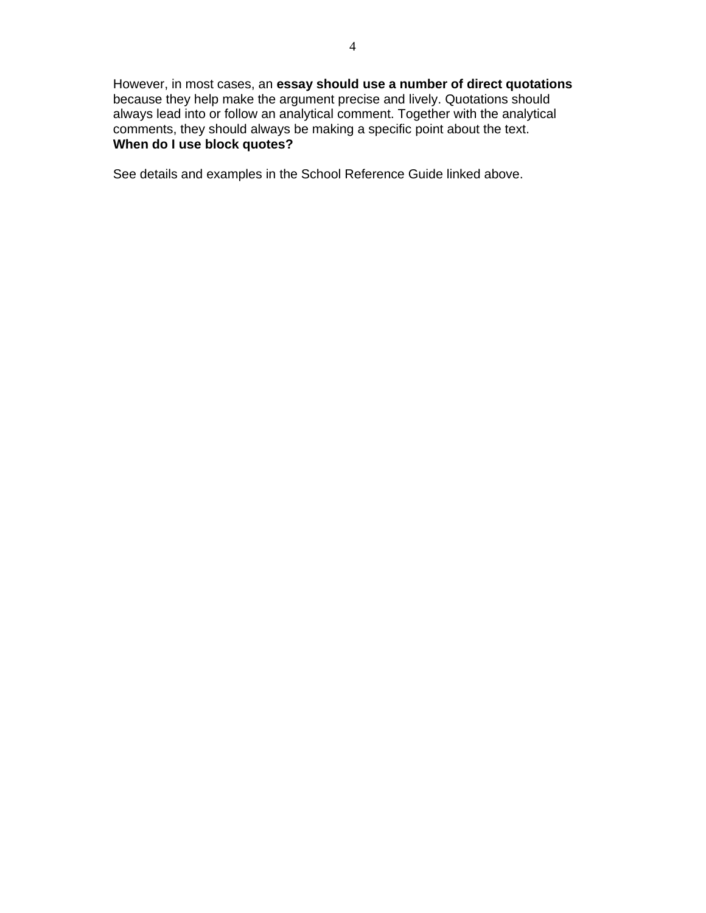However, in most cases, an **essay should use a number of direct quotations** because they help make the argument precise and lively. Quotations should always lead into or follow an analytical comment. Together with the analytical comments, they should always be making a specific point about the text.

**When do I use block quotes?**

See details and examples in the School Reference Guide linked above.